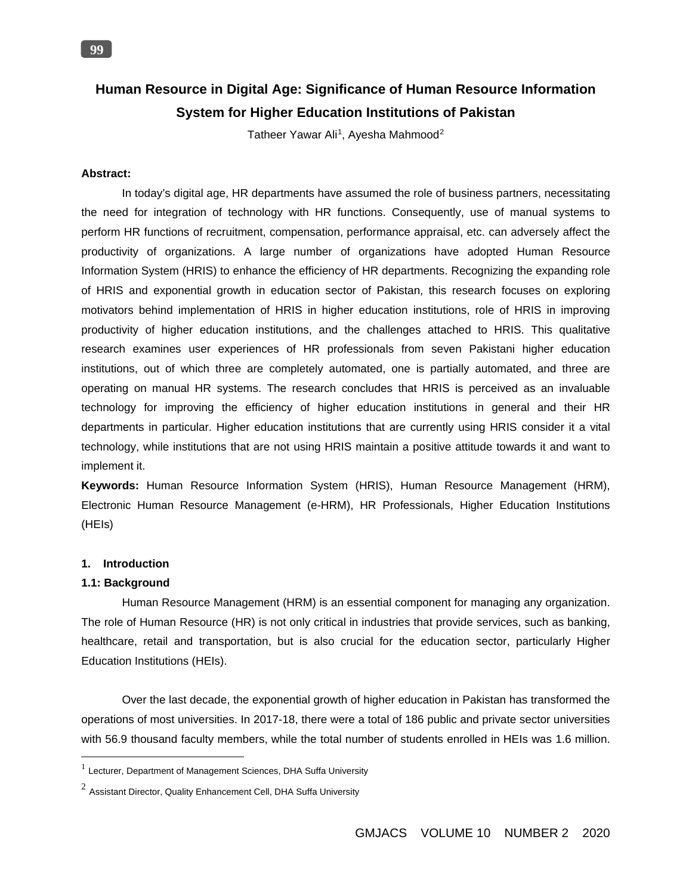# Human Resource in Digital Age: Significance of Human Resource Information System for Higher Education Institutions of Pakistan

Tatheer Yawar Ali[1], Ayesha Mahmood[2]

**Abstract:**

In today's digital age, HR departments have assumed the role of business partners, necessitating the need for integration of technology with HR functions. Consequently, use of manual systems to perform HR functions of recruitment, compensation, performance appraisal, etc. can adversely affect the productivity of organizations. A large number of organizations have adopted Human Resource Information System (HRIS) to enhance the efficiency of HR departments. Recognizing the expanding role of HRIS and exponential growth in education sector of Pakistan, this research focuses on exploring motivators behind implementation of HRIS in higher education institutions, role of HRIS in improving productivity of higher education institutions, and the challenges attached to HRIS. This qualitative research examines user experiences of HR professionals from seven Pakistani higher education institutions, out of which three are completely automated, one is partially automated, and three are operating on manual HR systems. The research concludes that HRIS is perceived as an invaluable technology for improving the efficiency of higher education institutions in general and their HR departments in particular. Higher education institutions that are currently using HRIS consider it a vital technology, while institutions that are not using HRIS maintain a positive attitude towards it and want to implement it.

**Keywords:** Human Resource Information System (HRIS), Human Resource Management (HRM), Electronic Human Resource Management (e-HRM), HR Professionals, Higher Education Institutions (HEIs)

## 1. Introduction

### 1.1: Background

Human Resource Management (HRM) is an essential component for managing any organization. The role of Human Resource (HR) is not only critical in industries that provide services, such as banking, healthcare, retail and transportation, but is also crucial for the education sector, particularly Higher Education Institutions (HEIs).

Over the last decade, the exponential growth of higher education in Pakistan has transformed the operations of most universities. In 2017-18, there were a total of 186 public and private sector universities with 56.9 thousand faculty members, while the total number of students enrolled in HEIs was 1.6 million.

---

[1] Lecturer, Department of Management Sciences, DHA Suffa University

[2] Assistant Director, Quality Enhancement Cell, DHA Suffa University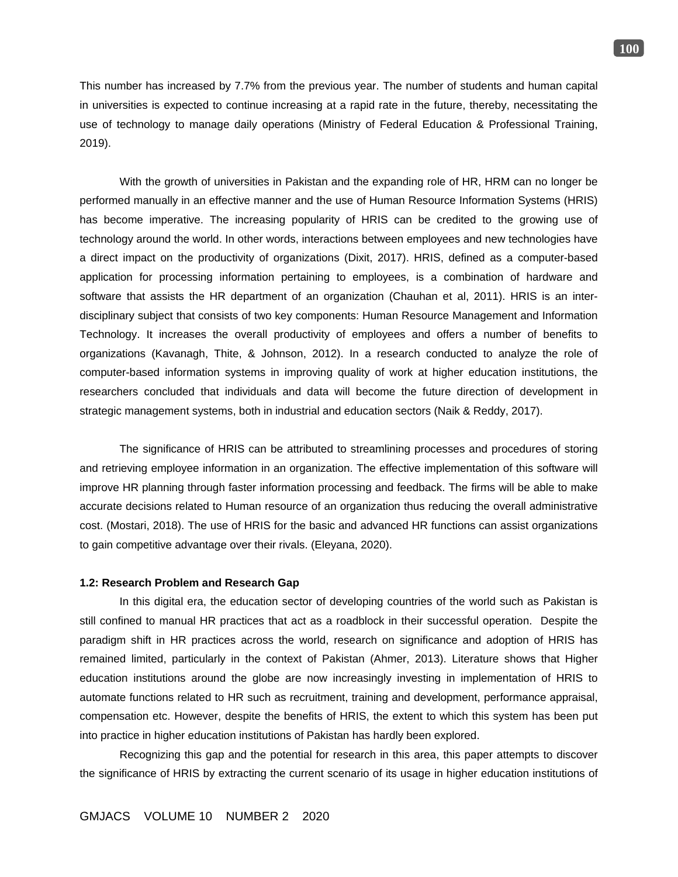This number has increased by 7.7% from the previous year. The number of students and human capital in universities is expected to continue increasing at a rapid rate in the future, thereby, necessitating the use of technology to manage daily operations (Ministry of Federal Education & Professional Training, 2019).

With the growth of universities in Pakistan and the expanding role of HR, HRM can no longer be performed manually in an effective manner and the use of Human Resource Information Systems (HRIS) has become imperative. The increasing popularity of HRIS can be credited to the growing use of technology around the world. In other words, interactions between employees and new technologies have a direct impact on the productivity of organizations (Dixit, 2017). HRIS, defined as a computer-based application for processing information pertaining to employees, is a combination of hardware and software that assists the HR department of an organization (Chauhan et al, 2011). HRIS is an inter-disciplinary subject that consists of two key components: Human Resource Management and Information Technology. It increases the overall productivity of employees and offers a number of benefits to organizations (Kavanagh, Thite, & Johnson, 2012). In a research conducted to analyze the role of computer-based information systems in improving quality of work at higher education institutions, the researchers concluded that individuals and data will become the future direction of development in strategic management systems, both in industrial and education sectors (Naik & Reddy, 2017).

The significance of HRIS can be attributed to streamlining processes and procedures of storing and retrieving employee information in an organization. The effective implementation of this software will improve HR planning through faster information processing and feedback. The firms will be able to make accurate decisions related to Human resource of an organization thus reducing the overall administrative cost. (Mostari, 2018). The use of HRIS for the basic and advanced HR functions can assist organizations to gain competitive advantage over their rivals. (Eleyana, 2020).

### 1.2: Research Problem and Research Gap

In this digital era, the education sector of developing countries of the world such as Pakistan is still confined to manual HR practices that act as a roadblock in their successful operation. Despite the paradigm shift in HR practices across the world, research on significance and adoption of HRIS has remained limited, particularly in the context of Pakistan (Ahmer, 2013). Literature shows that Higher education institutions around the globe are now increasingly investing in implementation of HRIS to automate functions related to HR such as recruitment, training and development, performance appraisal, compensation etc. However, despite the benefits of HRIS, the extent to which this system has been put into practice in higher education institutions of Pakistan has hardly been explored.

Recognizing this gap and the potential for research in this area, this paper attempts to discover the significance of HRIS by extracting the current scenario of its usage in higher education institutions of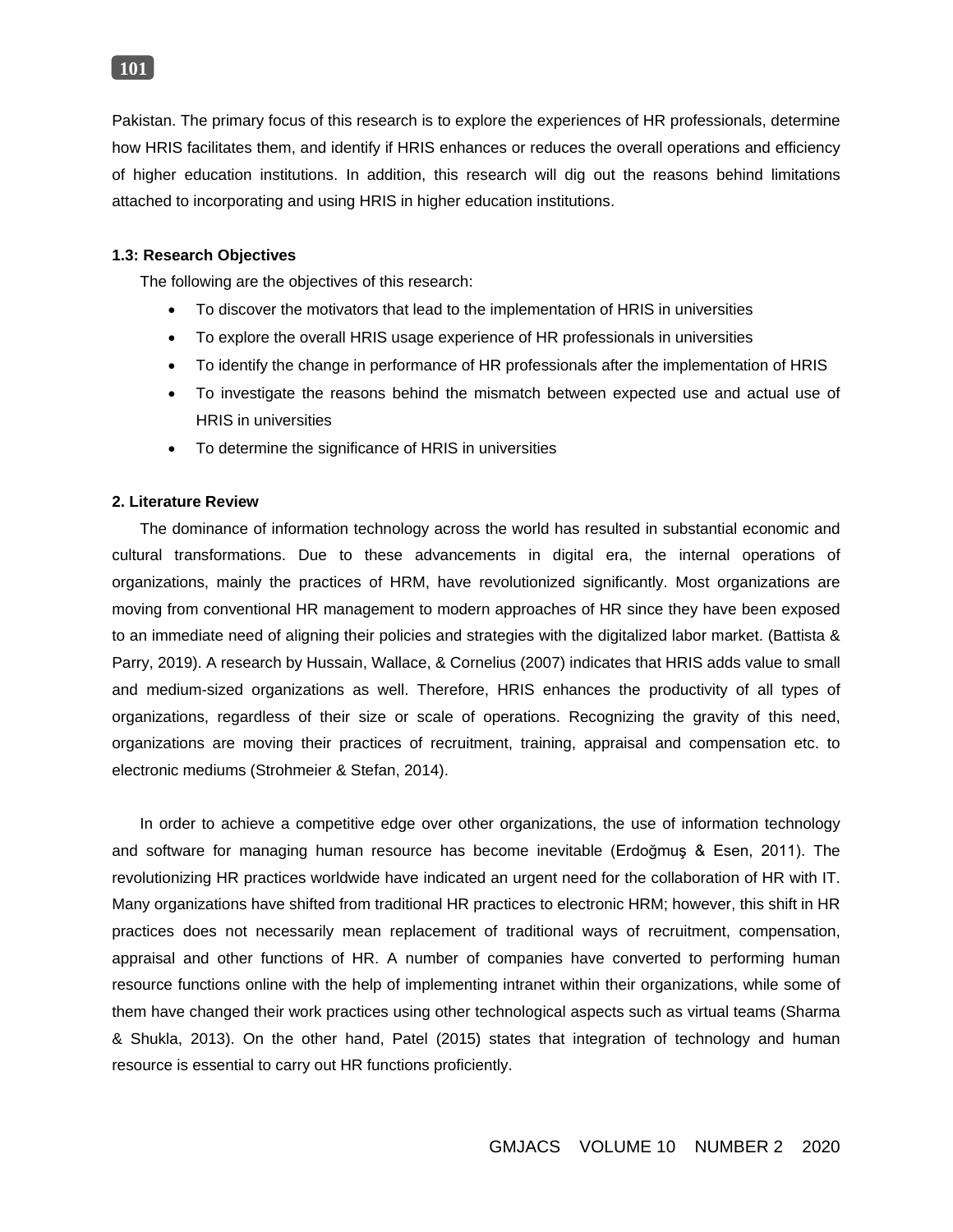Pakistan. The primary focus of this research is to explore the experiences of HR professionals, determine how HRIS facilitates them, and identify if HRIS enhances or reduces the overall operations and efficiency of higher education institutions. In addition, this research will dig out the reasons behind limitations attached to incorporating and using HRIS in higher education institutions.

### 1.3: Research Objectives

The following are the objectives of this research:

- To discover the motivators that lead to the implementation of HRIS in universities
- To explore the overall HRIS usage experience of HR professionals in universities
- To identify the change in performance of HR professionals after the implementation of HRIS
- To investigate the reasons behind the mismatch between expected use and actual use of HRIS in universities
- To determine the significance of HRIS in universities

## 2. Literature Review

The dominance of information technology across the world has resulted in substantial economic and cultural transformations. Due to these advancements in digital era, the internal operations of organizations, mainly the practices of HRM, have revolutionized significantly. Most organizations are moving from conventional HR management to modern approaches of HR since they have been exposed to an immediate need of aligning their policies and strategies with the digitalized labor market. (Battista & Parry, 2019). A research by Hussain, Wallace, & Cornelius (2007) indicates that HRIS adds value to small and medium-sized organizations as well. Therefore, HRIS enhances the productivity of all types of organizations, regardless of their size or scale of operations. Recognizing the gravity of this need, organizations are moving their practices of recruitment, training, appraisal and compensation etc. to electronic mediums (Strohmeier & Stefan, 2014).

In order to achieve a competitive edge over other organizations, the use of information technology and software for managing human resource has become inevitable (Erdoğmuş & Esen, 2011). The revolutionizing HR practices worldwide have indicated an urgent need for the collaboration of HR with IT. Many organizations have shifted from traditional HR practices to electronic HRM; however, this shift in HR practices does not necessarily mean replacement of traditional ways of recruitment, compensation, appraisal and other functions of HR. A number of companies have converted to performing human resource functions online with the help of implementing intranet within their organizations, while some of them have changed their work practices using other technological aspects such as virtual teams (Sharma & Shukla, 2013). On the other hand, Patel (2015) states that integration of technology and human resource is essential to carry out HR functions proficiently.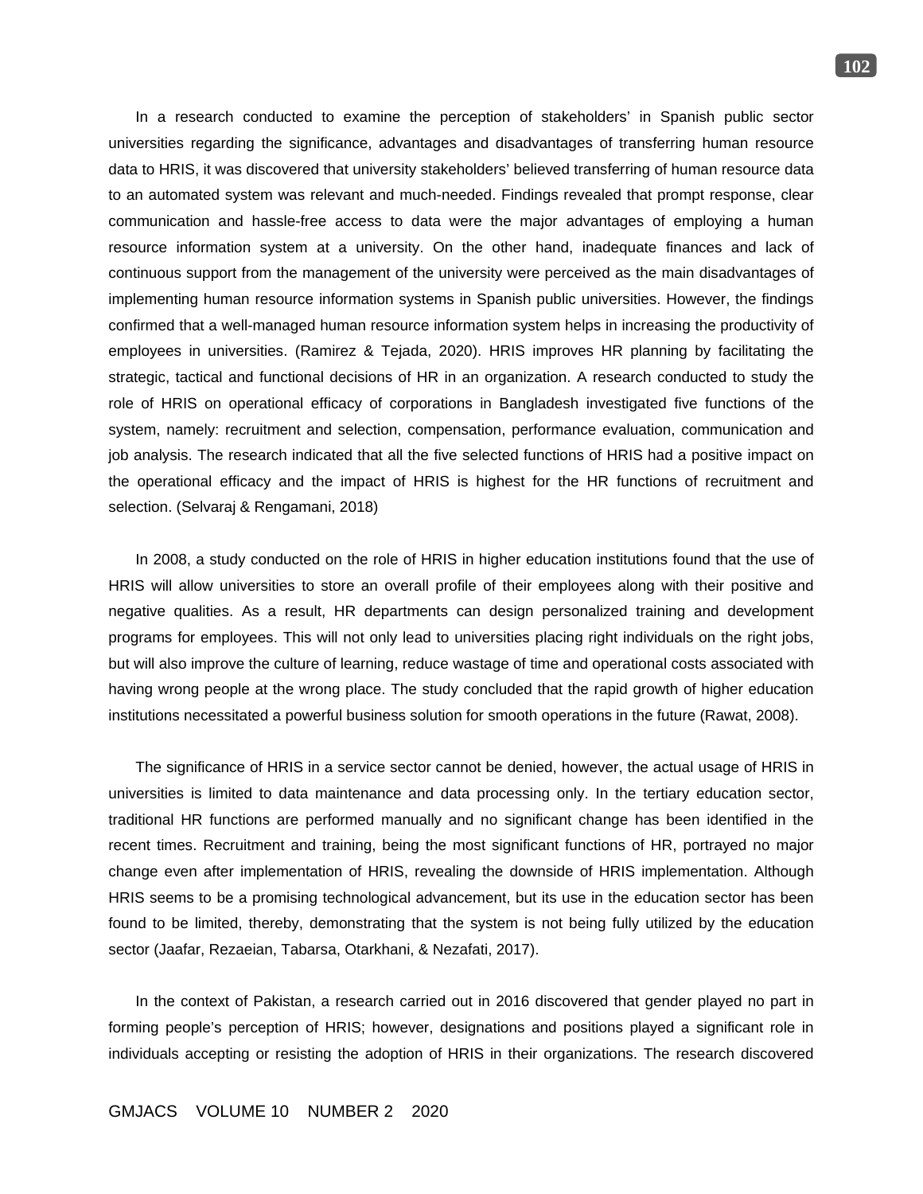In a research conducted to examine the perception of stakeholders' in Spanish public sector universities regarding the significance, advantages and disadvantages of transferring human resource data to HRIS, it was discovered that university stakeholders' believed transferring of human resource data to an automated system was relevant and much-needed. Findings revealed that prompt response, clear communication and hassle-free access to data were the major advantages of employing a human resource information system at a university. On the other hand, inadequate finances and lack of continuous support from the management of the university were perceived as the main disadvantages of implementing human resource information systems in Spanish public universities. However, the findings confirmed that a well-managed human resource information system helps in increasing the productivity of employees in universities. (Ramirez & Tejada, 2020). HRIS improves HR planning by facilitating the strategic, tactical and functional decisions of HR in an organization. A research conducted to study the role of HRIS on operational efficacy of corporations in Bangladesh investigated five functions of the system, namely: recruitment and selection, compensation, performance evaluation, communication and job analysis. The research indicated that all the five selected functions of HRIS had a positive impact on the operational efficacy and the impact of HRIS is highest for the HR functions of recruitment and selection. (Selvaraj & Rengamani, 2018)

In 2008, a study conducted on the role of HRIS in higher education institutions found that the use of HRIS will allow universities to store an overall profile of their employees along with their positive and negative qualities. As a result, HR departments can design personalized training and development programs for employees. This will not only lead to universities placing right individuals on the right jobs, but will also improve the culture of learning, reduce wastage of time and operational costs associated with having wrong people at the wrong place. The study concluded that the rapid growth of higher education institutions necessitated a powerful business solution for smooth operations in the future (Rawat, 2008).

The significance of HRIS in a service sector cannot be denied, however, the actual usage of HRIS in universities is limited to data maintenance and data processing only. In the tertiary education sector, traditional HR functions are performed manually and no significant change has been identified in the recent times. Recruitment and training, being the most significant functions of HR, portrayed no major change even after implementation of HRIS, revealing the downside of HRIS implementation. Although HRIS seems to be a promising technological advancement, but its use in the education sector has been found to be limited, thereby, demonstrating that the system is not being fully utilized by the education sector (Jaafar, Rezaeian, Tabarsa, Otarkhani, & Nezafati, 2017).

In the context of Pakistan, a research carried out in 2016 discovered that gender played no part in forming people's perception of HRIS; however, designations and positions played a significant role in individuals accepting or resisting the adoption of HRIS in their organizations. The research discovered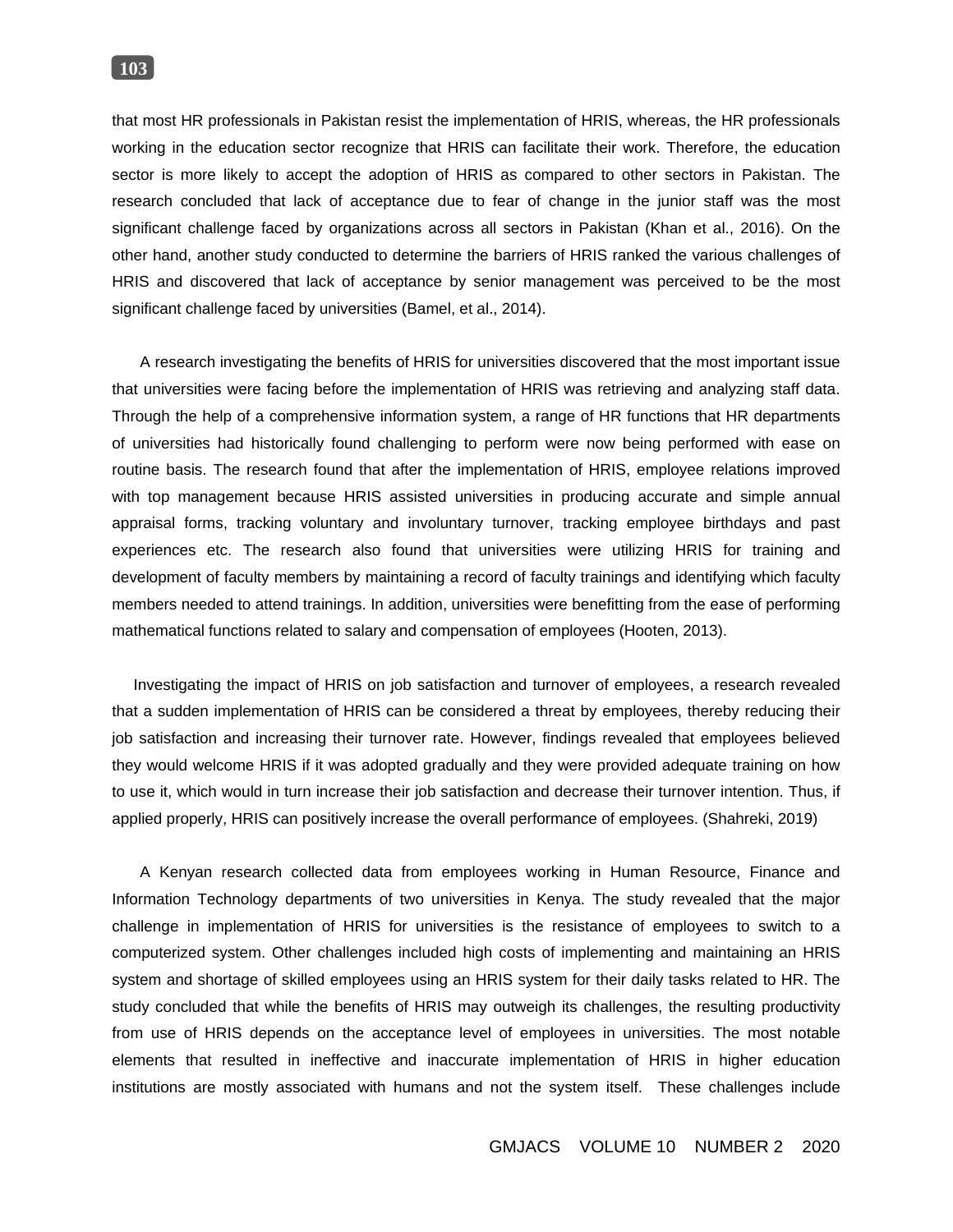that most HR professionals in Pakistan resist the implementation of HRIS, whereas, the HR professionals working in the education sector recognize that HRIS can facilitate their work. Therefore, the education sector is more likely to accept the adoption of HRIS as compared to other sectors in Pakistan. The research concluded that lack of acceptance due to fear of change in the junior staff was the most significant challenge faced by organizations across all sectors in Pakistan (Khan et al., 2016). On the other hand, another study conducted to determine the barriers of HRIS ranked the various challenges of HRIS and discovered that lack of acceptance by senior management was perceived to be the most significant challenge faced by universities (Bamel, et al., 2014).

A research investigating the benefits of HRIS for universities discovered that the most important issue that universities were facing before the implementation of HRIS was retrieving and analyzing staff data. Through the help of a comprehensive information system, a range of HR functions that HR departments of universities had historically found challenging to perform were now being performed with ease on routine basis. The research found that after the implementation of HRIS, employee relations improved with top management because HRIS assisted universities in producing accurate and simple annual appraisal forms, tracking voluntary and involuntary turnover, tracking employee birthdays and past experiences etc. The research also found that universities were utilizing HRIS for training and development of faculty members by maintaining a record of faculty trainings and identifying which faculty members needed to attend trainings. In addition, universities were benefitting from the ease of performing mathematical functions related to salary and compensation of employees (Hooten, 2013).

Investigating the impact of HRIS on job satisfaction and turnover of employees, a research revealed that a sudden implementation of HRIS can be considered a threat by employees, thereby reducing their job satisfaction and increasing their turnover rate. However, findings revealed that employees believed they would welcome HRIS if it was adopted gradually and they were provided adequate training on how to use it, which would in turn increase their job satisfaction and decrease their turnover intention. Thus, if applied properly, HRIS can positively increase the overall performance of employees. (Shahreki, 2019)

A Kenyan research collected data from employees working in Human Resource, Finance and Information Technology departments of two universities in Kenya. The study revealed that the major challenge in implementation of HRIS for universities is the resistance of employees to switch to a computerized system. Other challenges included high costs of implementing and maintaining an HRIS system and shortage of skilled employees using an HRIS system for their daily tasks related to HR. The study concluded that while the benefits of HRIS may outweigh its challenges, the resulting productivity from use of HRIS depends on the acceptance level of employees in universities. The most notable elements that resulted in ineffective and inaccurate implementation of HRIS in higher education institutions are mostly associated with humans and not the system itself. These challenges include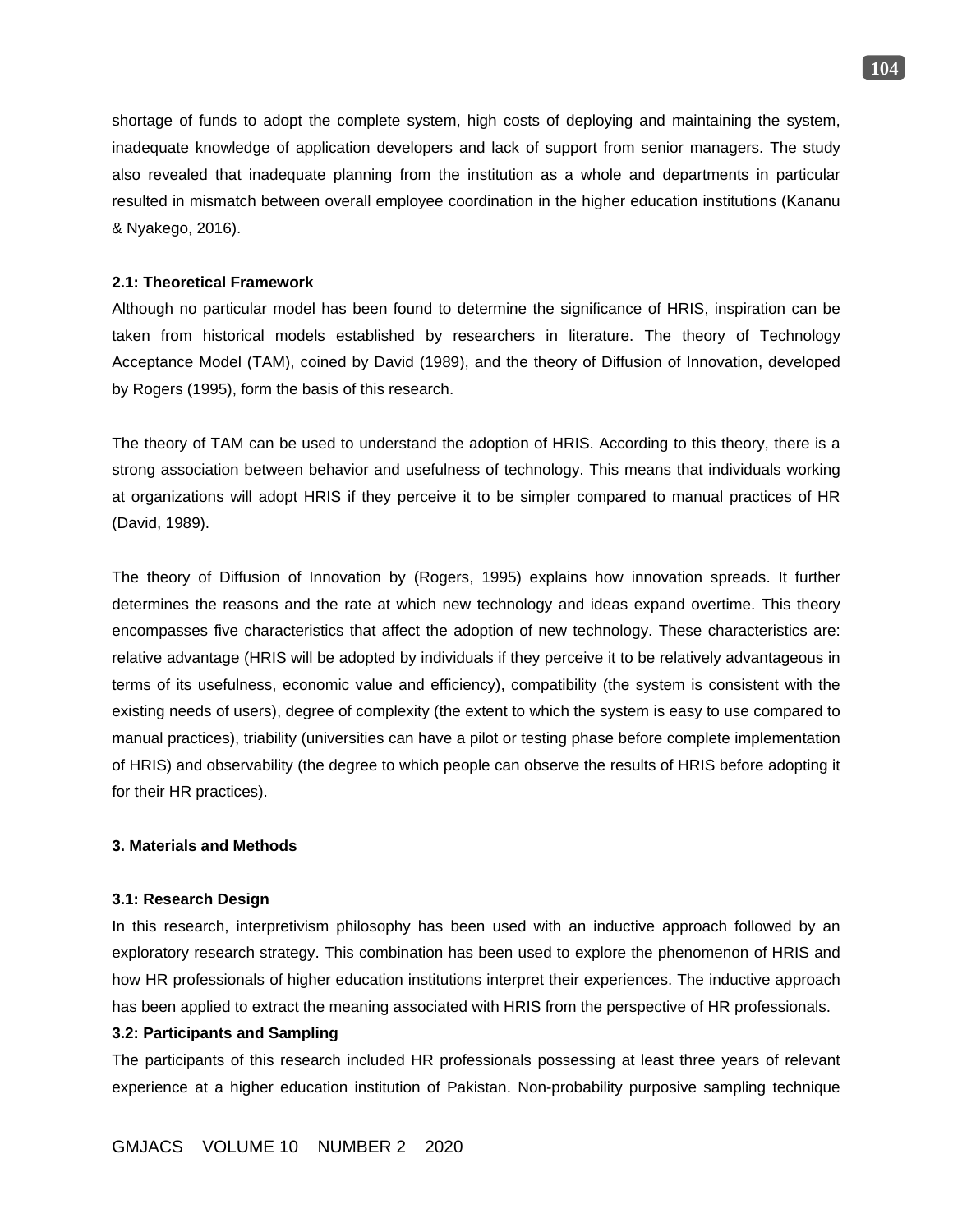shortage of funds to adopt the complete system, high costs of deploying and maintaining the system, inadequate knowledge of application developers and lack of support from senior managers. The study also revealed that inadequate planning from the institution as a whole and departments in particular resulted in mismatch between overall employee coordination in the higher education institutions (Kananu & Nyakego, 2016).

### 2.1: Theoretical Framework

Although no particular model has been found to determine the significance of HRIS, inspiration can be taken from historical models established by researchers in literature. The theory of Technology Acceptance Model (TAM), coined by David (1989), and the theory of Diffusion of Innovation, developed by Rogers (1995), form the basis of this research.

The theory of TAM can be used to understand the adoption of HRIS. According to this theory, there is a strong association between behavior and usefulness of technology. This means that individuals working at organizations will adopt HRIS if they perceive it to be simpler compared to manual practices of HR (David, 1989).

The theory of Diffusion of Innovation by (Rogers, 1995) explains how innovation spreads. It further determines the reasons and the rate at which new technology and ideas expand overtime. This theory encompasses five characteristics that affect the adoption of new technology. These characteristics are: relative advantage (HRIS will be adopted by individuals if they perceive it to be relatively advantageous in terms of its usefulness, economic value and efficiency), compatibility (the system is consistent with the existing needs of users), degree of complexity (the extent to which the system is easy to use compared to manual practices), triability (universities can have a pilot or testing phase before complete implementation of HRIS) and observability (the degree to which people can observe the results of HRIS before adopting it for their HR practices).

## 3. Materials and Methods

### 3.1: Research Design

In this research, interpretivism philosophy has been used with an inductive approach followed by an exploratory research strategy. This combination has been used to explore the phenomenon of HRIS and how HR professionals of higher education institutions interpret their experiences. The inductive approach has been applied to extract the meaning associated with HRIS from the perspective of HR professionals.

### 3.2: Participants and Sampling

The participants of this research included HR professionals possessing at least three years of relevant experience at a higher education institution of Pakistan. Non-probability purposive sampling technique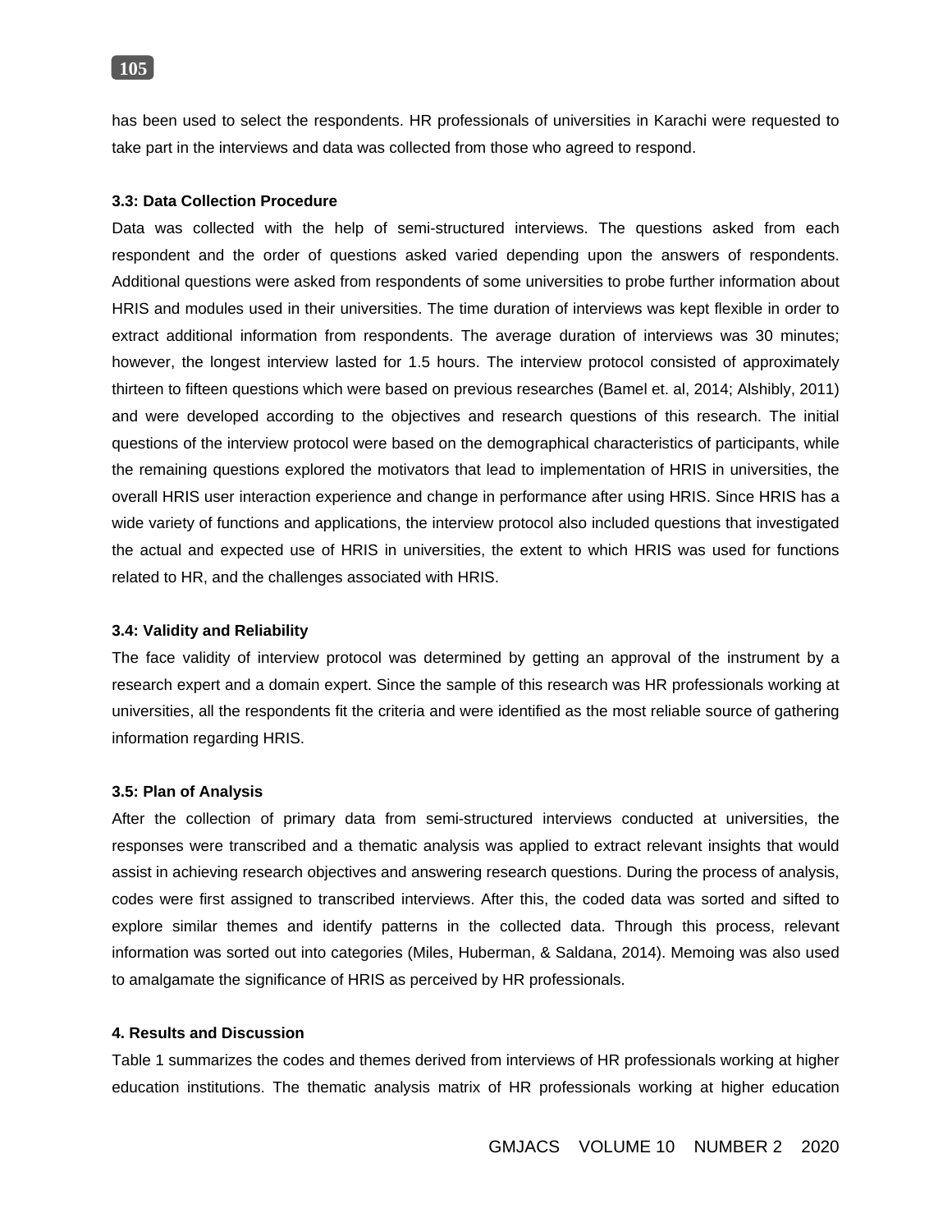has been used to select the respondents. HR professionals of universities in Karachi were requested to take part in the interviews and data was collected from those who agreed to respond.

### 3.3: Data Collection Procedure

Data was collected with the help of semi-structured interviews. The questions asked from each respondent and the order of questions asked varied depending upon the answers of respondents. Additional questions were asked from respondents of some universities to probe further information about HRIS and modules used in their universities. The time duration of interviews was kept flexible in order to extract additional information from respondents. The average duration of interviews was 30 minutes; however, the longest interview lasted for 1.5 hours. The interview protocol consisted of approximately thirteen to fifteen questions which were based on previous researches (Bamel et. al, 2014; Alshibly, 2011) and were developed according to the objectives and research questions of this research. The initial questions of the interview protocol were based on the demographical characteristics of participants, while the remaining questions explored the motivators that lead to implementation of HRIS in universities, the overall HRIS user interaction experience and change in performance after using HRIS. Since HRIS has a wide variety of functions and applications, the interview protocol also included questions that investigated the actual and expected use of HRIS in universities, the extent to which HRIS was used for functions related to HR, and the challenges associated with HRIS.

### 3.4: Validity and Reliability

The face validity of interview protocol was determined by getting an approval of the instrument by a research expert and a domain expert. Since the sample of this research was HR professionals working at universities, all the respondents fit the criteria and were identified as the most reliable source of gathering information regarding HRIS.

### 3.5: Plan of Analysis

After the collection of primary data from semi-structured interviews conducted at universities, the responses were transcribed and a thematic analysis was applied to extract relevant insights that would assist in achieving research objectives and answering research questions. During the process of analysis, codes were first assigned to transcribed interviews. After this, the coded data was sorted and sifted to explore similar themes and identify patterns in the collected data. Through this process, relevant information was sorted out into categories (Miles, Huberman, & Saldana, 2014). Memoing was also used to amalgamate the significance of HRIS as perceived by HR professionals.

## 4. Results and Discussion

Table 1 summarizes the codes and themes derived from interviews of HR professionals working at higher education institutions. The thematic analysis matrix of HR professionals working at higher education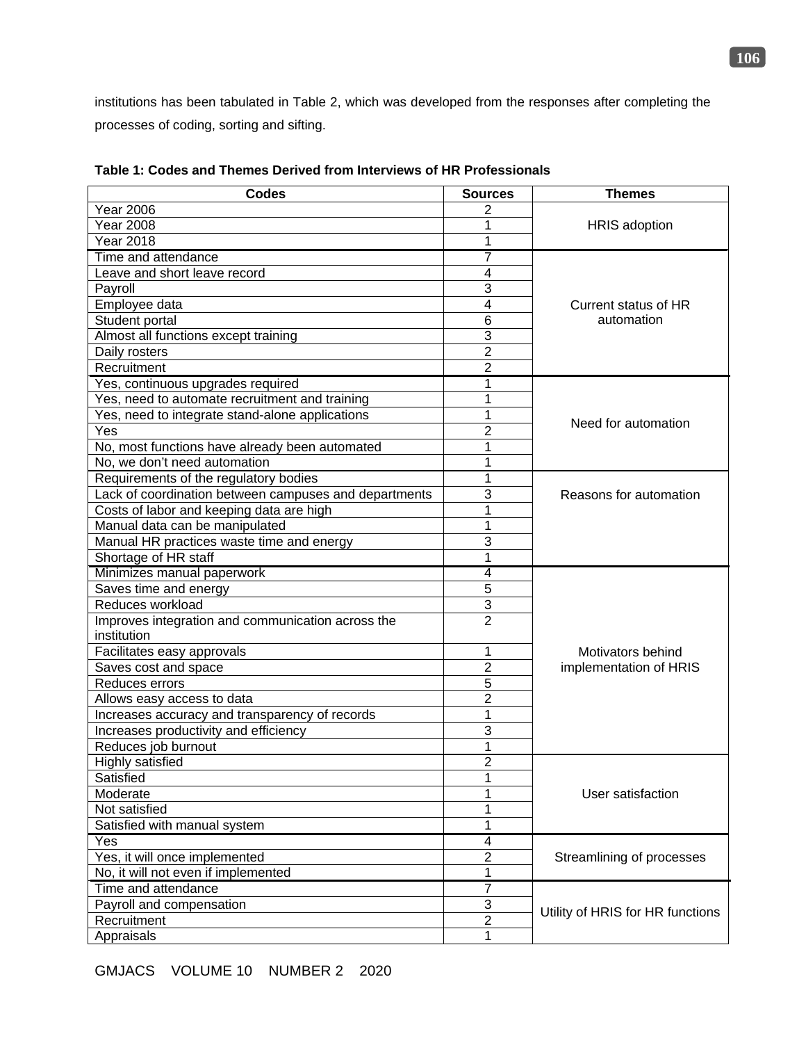institutions has been tabulated in Table 2, which was developed from the responses after completing the processes of coding, sorting and sifting.

**Table 1: Codes and Themes Derived from Interviews of HR Professionals**

| Codes | Sources | Themes |
|---|---|---|
| Year 2006 | 2 | HRIS adoption |
| Year 2008 | 1 | |
| Year 2018 | 1 | |
| Time and attendance | 7 | Current status of HR automation |
| Leave and short leave record | 4 | |
| Payroll | 3 | |
| Employee data | 4 | |
| Student portal | 6 | |
| Almost all functions except training | 3 | |
| Daily rosters | 2 | |
| Recruitment | 2 | |
| Yes, continuous upgrades required | 1 | Need for automation |
| Yes, need to automate recruitment and training | 1 | |
| Yes, need to integrate stand-alone applications | 1 | |
| Yes | 2 | |
| No, most functions have already been automated | 1 | |
| No, we don't need automation | 1 | |
| Requirements of the regulatory bodies | 1 | Reasons for automation |
| Lack of coordination between campuses and departments | 3 | |
| Costs of labor and keeping data are high | 1 | |
| Manual data can be manipulated | 1 | |
| Manual HR practices waste time and energy | 3 | |
| Shortage of HR staff | 1 | |
| Minimizes manual paperwork | 4 | Motivators behind implementation of HRIS |
| Saves time and energy | 5 | |
| Reduces workload | 3 | |
| Improves integration and communication across the institution | 2 | |
| Facilitates easy approvals | 1 | |
| Saves cost and space | 2 | |
| Reduces errors | 5 | |
| Allows easy access to data | 2 | |
| Increases accuracy and transparency of records | 1 | |
| Increases productivity and efficiency | 3 | |
| Reduces job burnout | 1 | |
| Highly satisfied | 2 | User satisfaction |
| Satisfied | 1 | |
| Moderate | 1 | |
| Not satisfied | 1 | |
| Satisfied with manual system | 1 | |
| Yes | 4 | Streamlining of processes |
| Yes, it will once implemented | 2 | |
| No, it will not even if implemented | 1 | |
| Time and attendance | 7 | Utility of HRIS for HR functions |
| Payroll and compensation | 3 | |
| Recruitment | 2 | |
| Appraisals | 1 | |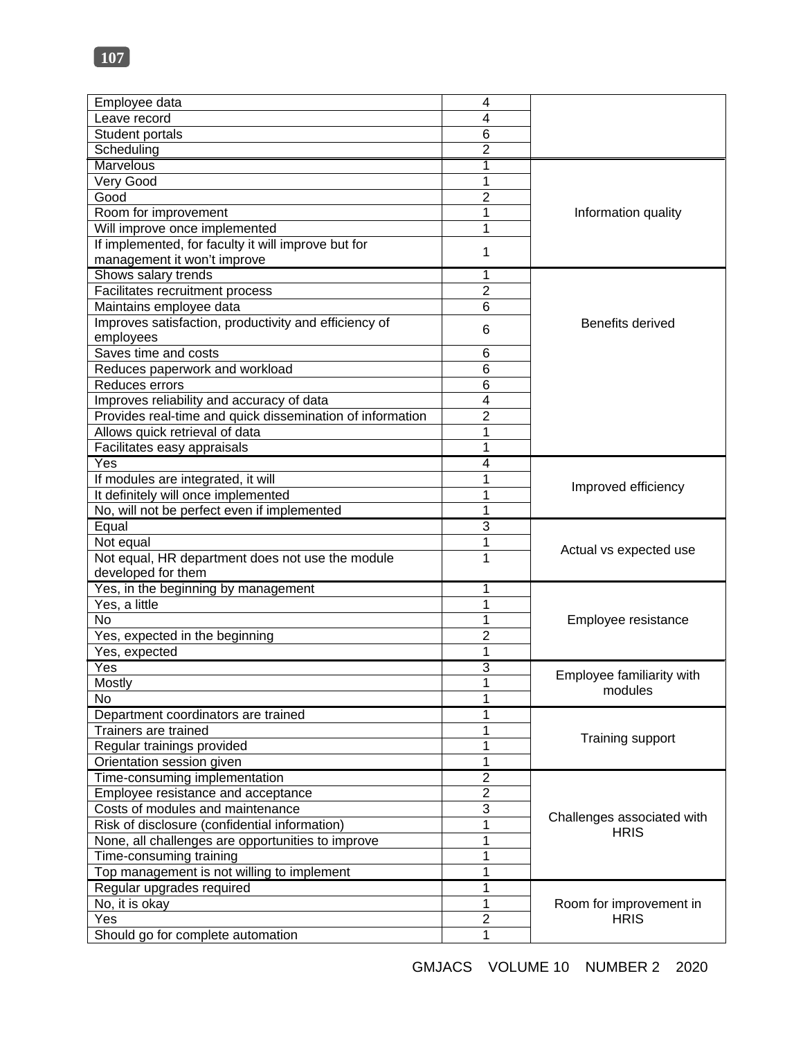| | | |
|---|---|---|
| Employee data | 4 | |
| Leave record | 4 | |
| Student portals | 6 | |
| Scheduling | 2 | |
| Marvelous | 1 | Information quality |
| Very Good | 1 | |
| Good | 2 | |
| Room for improvement | 1 | |
| Will improve once implemented | 1 | |
| If implemented, for faculty it will improve but for management it won't improve | 1 | |
| Shows salary trends | 1 | Benefits derived |
| Facilitates recruitment process | 2 | |
| Maintains employee data | 6 | |
| Improves satisfaction, productivity and efficiency of employees | 6 | |
| Saves time and costs | 6 | |
| Reduces paperwork and workload | 6 | |
| Reduces errors | 6 | |
| Improves reliability and accuracy of data | 4 | |
| Provides real-time and quick dissemination of information | 2 | |
| Allows quick retrieval of data | 1 | |
| Facilitates easy appraisals | 1 | |
| Yes | 4 | Improved efficiency |
| If modules are integrated, it will | 1 | |
| It definitely will once implemented | 1 | |
| No, will not be perfect even if implemented | 1 | |
| Equal | 3 | Actual vs expected use |
| Not equal | 1 | |
| Not equal, HR department does not use the module developed for them | 1 | |
| Yes, in the beginning by management | 1 | Employee resistance |
| Yes, a little | 1 | |
| No | 1 | |
| Yes, expected in the beginning | 2 | |
| Yes, expected | 1 | |
| Yes | 3 | Employee familiarity with modules |
| Mostly | 1 | |
| No | 1 | |
| Department coordinators are trained | 1 | Training support |
| Trainers are trained | 1 | |
| Regular trainings provided | 1 | |
| Orientation session given | 1 | |
| Time-consuming implementation | 2 | Challenges associated with HRIS |
| Employee resistance and acceptance | 2 | |
| Costs of modules and maintenance | 3 | |
| Risk of disclosure (confidential information) | 1 | |
| None, all challenges are opportunities to improve | 1 | |
| Time-consuming training | 1 | |
| Top management is not willing to implement | 1 | |
| Regular upgrades required | 1 | Room for improvement in HRIS |
| No, it is okay | 1 | |
| Yes | 2 | |
| Should go for complete automation | 1 | |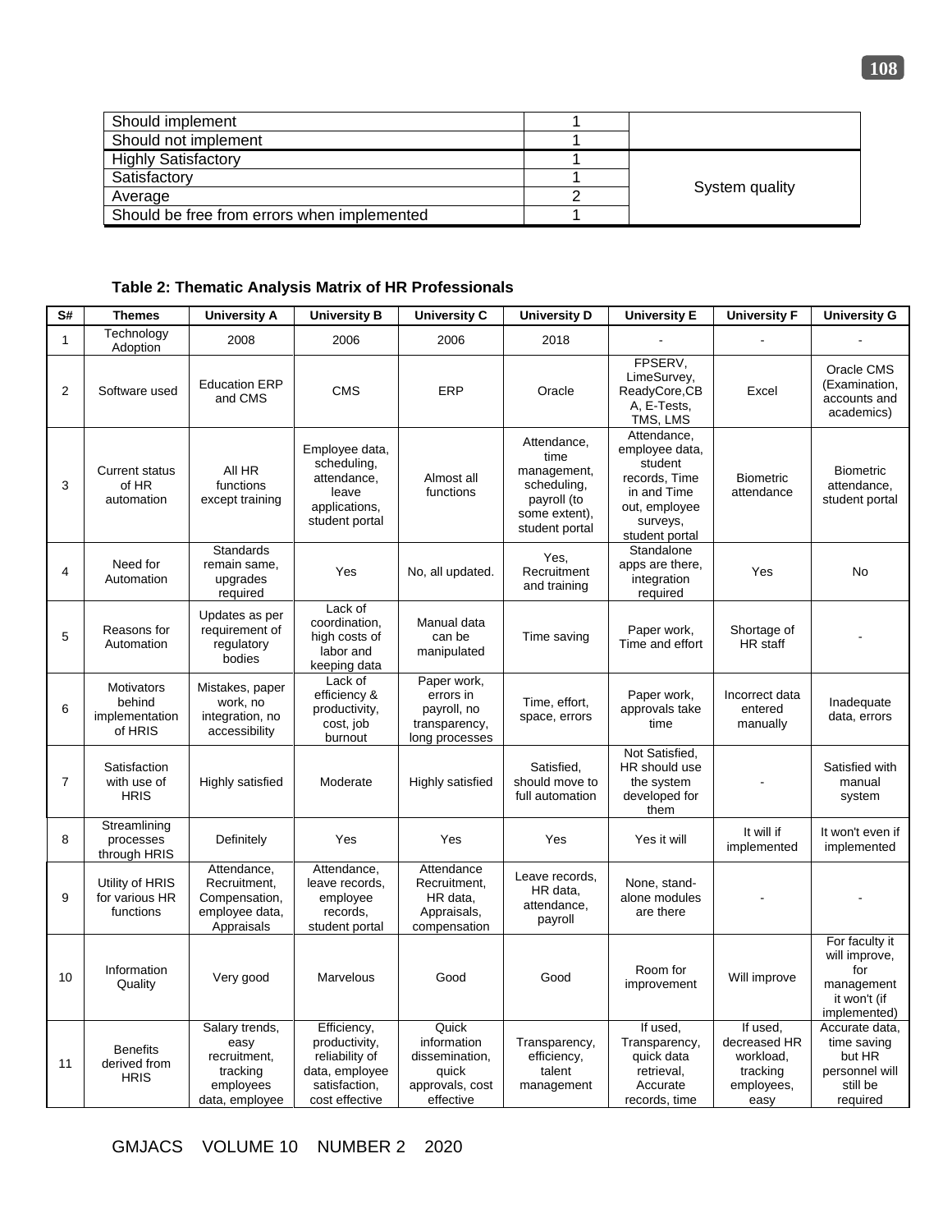| | | |
|---|---|---|
| Should implement | 1 | |
| Should not implement | 1 | |
| Highly Satisfactory | 1 | System quality |
| Satisfactory | 1 | |
| Average | 2 | |
| Should be free from errors when implemented | 1 | |

**Table 2: Thematic Analysis Matrix of HR Professionals**

| S# | Themes | University A | University B | University C | University D | University E | University F | University G |
|---|---|---|---|---|---|---|---|---|
| 1 | Technology Adoption | 2008 | 2006 | 2006 | 2018 | - | - | - |
| 2 | Software used | Education ERP and CMS | CMS | ERP | Oracle | FPSERV, LimeSurvey, ReadyCore,CBA, E-Tests, TMS, LMS | Excel | Oracle CMS (Examination, accounts and academics) |
| 3 | Current status of HR automation | All HR functions except training | Employee data, scheduling, attendance, leave applications, student portal | Almost all functions | Attendance, time management, scheduling, payroll (to some extent), student portal | Attendance, employee data, student records, Time in and Time out, employee surveys, student portal | Biometric attendance | Biometric attendance, student portal |
| 4 | Need for Automation | Standards remain same, upgrades required | Yes | No, all updated. | Yes, Recruitment and training | Standalone apps are there, integration required | Yes | No |
| 5 | Reasons for Automation | Updates as per requirement of regulatory bodies | Lack of coordination, high costs of labor and keeping data | Manual data can be manipulated | Time saving | Paper work, Time and effort | Shortage of HR staff | - |
| 6 | Motivators behind implementation of HRIS | Mistakes, paper work, no integration, no accessibility | Lack of efficiency & productivity, cost, job burnout | Paper work, errors in payroll, no transparency, long processes | Time, effort, space, errors | Paper work, approvals take time | Incorrect data entered manually | Inadequate data, errors |
| 7 | Satisfaction with use of HRIS | Highly satisfied | Moderate | Highly satisfied | Satisfied, should move to full automation | Not Satisfied, HR should use the system developed for them | - | Satisfied with manual system |
| 8 | Streamlining processes through HRIS | Definitely | Yes | Yes | Yes | Yes it will | It will if implemented | It won't even if implemented |
| 9 | Utility of HRIS for various HR functions | Attendance, Recruitment, Compensation, employee data, Appraisals | Attendance, leave records, employee records, student portal | Attendance Recruitment, HR data, Appraisals, compensation | Leave records, HR data, attendance, payroll | None, stand-alone modules are there | - | - |
| 10 | Information Quality | Very good | Marvelous | Good | Good | Room for improvement | Will improve | For faculty it will improve, for management it won't (if implemented) |
| 11 | Benefits derived from HRIS | Salary trends, easy recruitment, tracking employees data, employee | Efficiency, productivity, reliability of data, employee satisfaction, cost effective | Quick information dissemination, quick approvals, cost effective | Transparency, efficiency, talent management | If used, Transparency, quick data retrieval, Accurate records, time | If used, decreased HR workload, tracking employees, easy | Accurate data, time saving but HR personnel will still be required |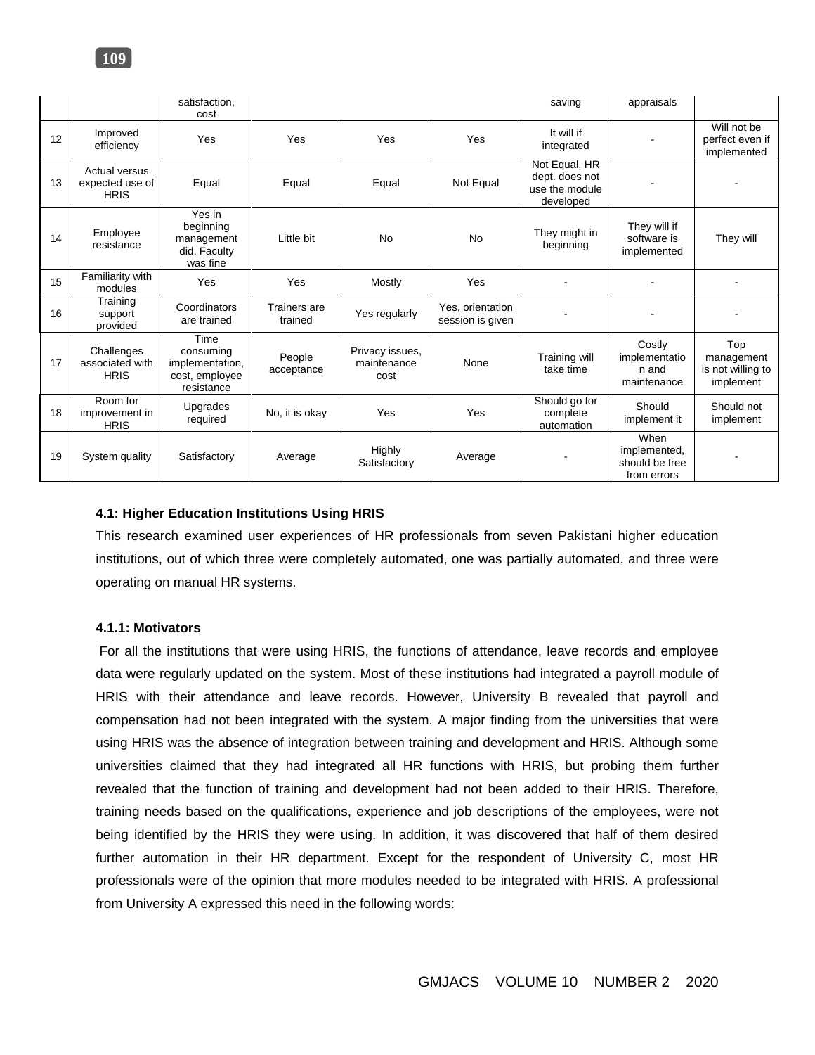| | | satisfaction, cost | | | | saving | appraisals | |
|---|---|---|---|---|---|---|---|---|
| 12 | Improved efficiency | Yes | Yes | Yes | Yes | It will if integrated | - | Will not be perfect even if implemented |
| 13 | Actual versus expected use of HRIS | Equal | Equal | Equal | Not Equal | Not Equal, HR dept. does not use the module developed | - | - |
| 14 | Employee resistance | Yes in beginning management did. Faculty was fine | Little bit | No | No | They might in beginning | They will if software is implemented | They will |
| 15 | Familiarity with modules | Yes | Yes | Mostly | Yes | - | - | - |
| 16 | Training support provided | Coordinators are trained | Trainers are trained | Yes regularly | Yes, orientation session is given | - | - | - |
| 17 | Challenges associated with HRIS | Time consuming implementation, cost, employee resistance | People acceptance | Privacy issues, maintenance cost | None | Training will take time | Costly implementation and maintenance | Top management is not willing to implement |
| 18 | Room for improvement in HRIS | Upgrades required | No, it is okay | Yes | Yes | Should go for complete automation | Should implement it | Should not implement |
| 19 | System quality | Satisfactory | Average | Highly Satisfactory | Average | - | When implemented, should be free from errors | - |

#### 4.1: Higher Education Institutions Using HRIS

This research examined user experiences of HR professionals from seven Pakistani higher education institutions, out of which three were completely automated, one was partially automated, and three were operating on manual HR systems.

#### 4.1.1: Motivators

For all the institutions that were using HRIS, the functions of attendance, leave records and employee data were regularly updated on the system. Most of these institutions had integrated a payroll module of HRIS with their attendance and leave records. However, University B revealed that payroll and compensation had not been integrated with the system. A major finding from the universities that were using HRIS was the absence of integration between training and development and HRIS. Although some universities claimed that they had integrated all HR functions with HRIS, but probing them further revealed that the function of training and development had not been added to their HRIS. Therefore, training needs based on the qualifications, experience and job descriptions of the employees, were not being identified by the HRIS they were using. In addition, it was discovered that half of them desired further automation in their HR department. Except for the respondent of University C, most HR professionals were of the opinion that more modules needed to be integrated with HRIS. A professional from University A expressed this need in the following words: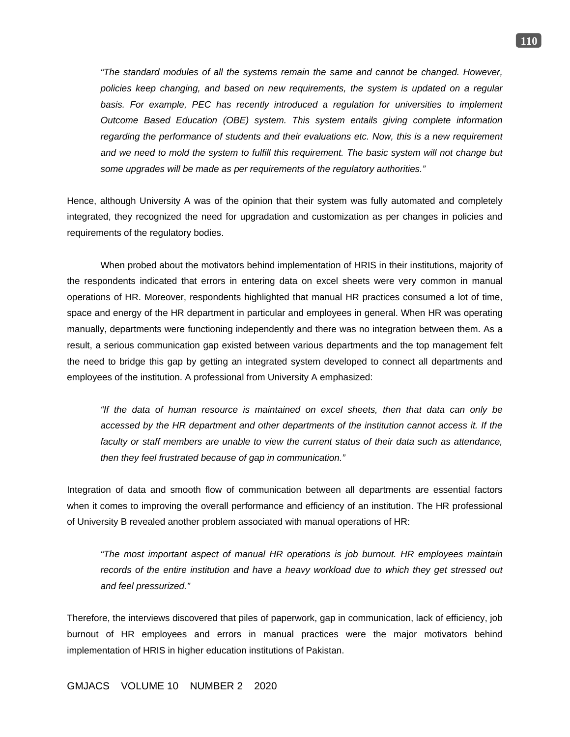> *"The standard modules of all the systems remain the same and cannot be changed. However, policies keep changing, and based on new requirements, the system is updated on a regular basis. For example, PEC has recently introduced a regulation for universities to implement Outcome Based Education (OBE) system. This system entails giving complete information regarding the performance of students and their evaluations etc. Now, this is a new requirement and we need to mold the system to fulfill this requirement. The basic system will not change but some upgrades will be made as per requirements of the regulatory authorities."*

Hence, although University A was of the opinion that their system was fully automated and completely integrated, they recognized the need for upgradation and customization as per changes in policies and requirements of the regulatory bodies.

When probed about the motivators behind implementation of HRIS in their institutions, majority of the respondents indicated that errors in entering data on excel sheets were very common in manual operations of HR. Moreover, respondents highlighted that manual HR practices consumed a lot of time, space and energy of the HR department in particular and employees in general. When HR was operating manually, departments were functioning independently and there was no integration between them. As a result, a serious communication gap existed between various departments and the top management felt the need to bridge this gap by getting an integrated system developed to connect all departments and employees of the institution. A professional from University A emphasized:

> *"If the data of human resource is maintained on excel sheets, then that data can only be accessed by the HR department and other departments of the institution cannot access it. If the faculty or staff members are unable to view the current status of their data such as attendance, then they feel frustrated because of gap in communication."*

Integration of data and smooth flow of communication between all departments are essential factors when it comes to improving the overall performance and efficiency of an institution. The HR professional of University B revealed another problem associated with manual operations of HR:

> *"The most important aspect of manual HR operations is job burnout. HR employees maintain records of the entire institution and have a heavy workload due to which they get stressed out and feel pressurized."*

Therefore, the interviews discovered that piles of paperwork, gap in communication, lack of efficiency, job burnout of HR employees and errors in manual practices were the major motivators behind implementation of HRIS in higher education institutions of Pakistan.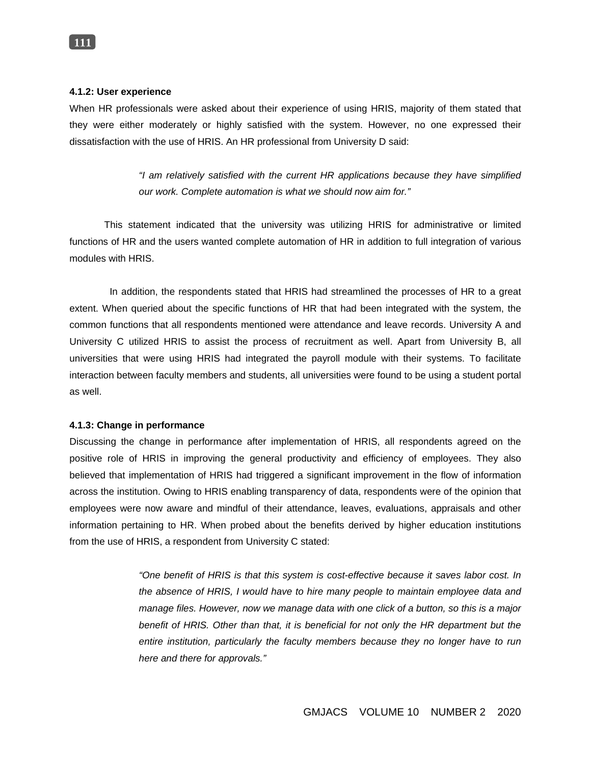#### 4.1.2: User experience

When HR professionals were asked about their experience of using HRIS, majority of them stated that they were either moderately or highly satisfied with the system. However, no one expressed their dissatisfaction with the use of HRIS. An HR professional from University D said:

> *"I am relatively satisfied with the current HR applications because they have simplified our work. Complete automation is what we should now aim for."*

This statement indicated that the university was utilizing HRIS for administrative or limited functions of HR and the users wanted complete automation of HR in addition to full integration of various modules with HRIS.

In addition, the respondents stated that HRIS had streamlined the processes of HR to a great extent. When queried about the specific functions of HR that had been integrated with the system, the common functions that all respondents mentioned were attendance and leave records. University A and University C utilized HRIS to assist the process of recruitment as well. Apart from University B, all universities that were using HRIS had integrated the payroll module with their systems. To facilitate interaction between faculty members and students, all universities were found to be using a student portal as well.

#### 4.1.3: Change in performance

Discussing the change in performance after implementation of HRIS, all respondents agreed on the positive role of HRIS in improving the general productivity and efficiency of employees. They also believed that implementation of HRIS had triggered a significant improvement in the flow of information across the institution. Owing to HRIS enabling transparency of data, respondents were of the opinion that employees were now aware and mindful of their attendance, leaves, evaluations, appraisals and other information pertaining to HR. When probed about the benefits derived by higher education institutions from the use of HRIS, a respondent from University C stated:

> *"One benefit of HRIS is that this system is cost-effective because it saves labor cost. In the absence of HRIS, I would have to hire many people to maintain employee data and manage files. However, now we manage data with one click of a button, so this is a major benefit of HRIS. Other than that, it is beneficial for not only the HR department but the entire institution, particularly the faculty members because they no longer have to run here and there for approvals."*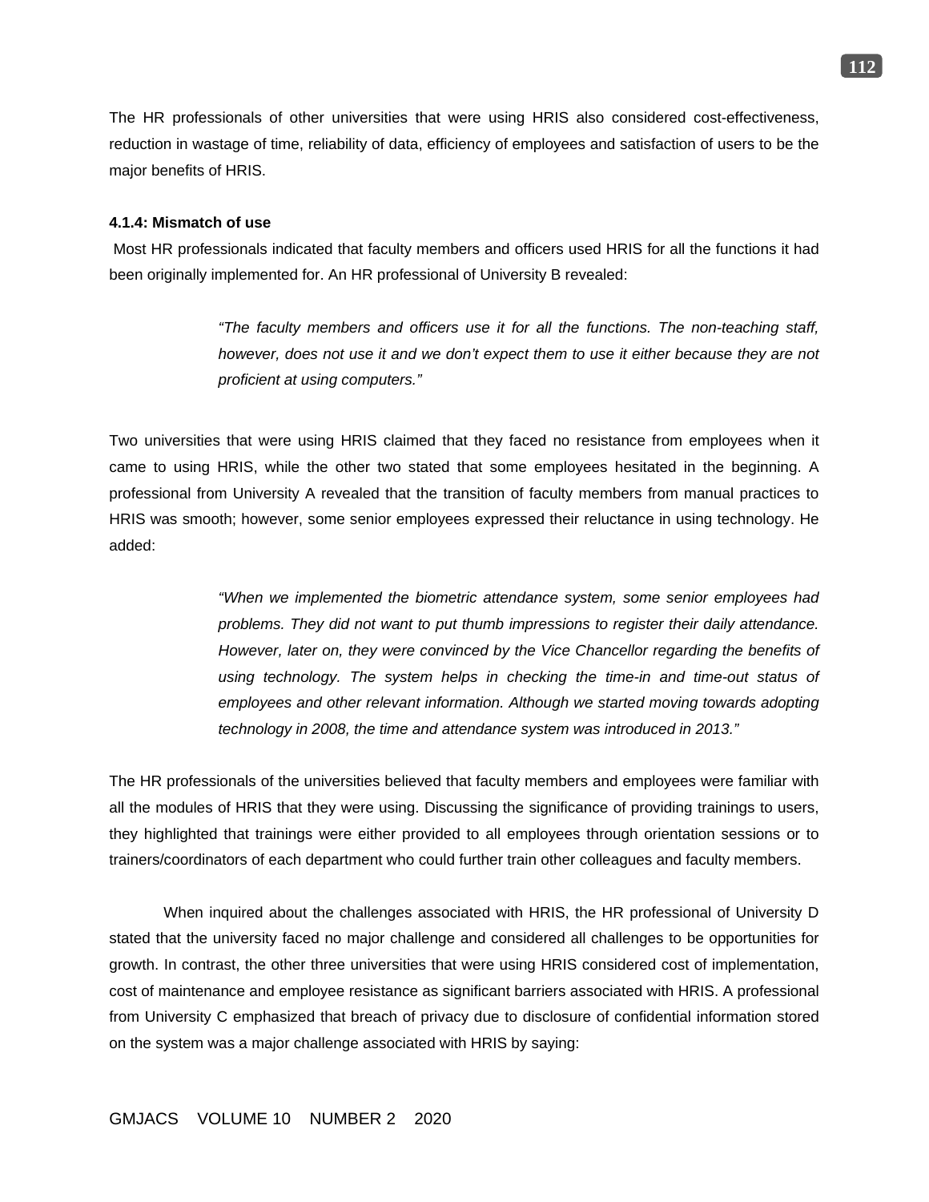The HR professionals of other universities that were using HRIS also considered cost-effectiveness, reduction in wastage of time, reliability of data, efficiency of employees and satisfaction of users to be the major benefits of HRIS.

#### 4.1.4: Mismatch of use

Most HR professionals indicated that faculty members and officers used HRIS for all the functions it had been originally implemented for. An HR professional of University B revealed:

> *"The faculty members and officers use it for all the functions. The non-teaching staff, however, does not use it and we don't expect them to use it either because they are not proficient at using computers."*

Two universities that were using HRIS claimed that they faced no resistance from employees when it came to using HRIS, while the other two stated that some employees hesitated in the beginning. A professional from University A revealed that the transition of faculty members from manual practices to HRIS was smooth; however, some senior employees expressed their reluctance in using technology. He added:

> *"When we implemented the biometric attendance system, some senior employees had problems. They did not want to put thumb impressions to register their daily attendance. However, later on, they were convinced by the Vice Chancellor regarding the benefits of using technology. The system helps in checking the time-in and time-out status of employees and other relevant information. Although we started moving towards adopting technology in 2008, the time and attendance system was introduced in 2013."*

The HR professionals of the universities believed that faculty members and employees were familiar with all the modules of HRIS that they were using. Discussing the significance of providing trainings to users, they highlighted that trainings were either provided to all employees through orientation sessions or to trainers/coordinators of each department who could further train other colleagues and faculty members.

When inquired about the challenges associated with HRIS, the HR professional of University D stated that the university faced no major challenge and considered all challenges to be opportunities for growth. In contrast, the other three universities that were using HRIS considered cost of implementation, cost of maintenance and employee resistance as significant barriers associated with HRIS. A professional from University C emphasized that breach of privacy due to disclosure of confidential information stored on the system was a major challenge associated with HRIS by saying: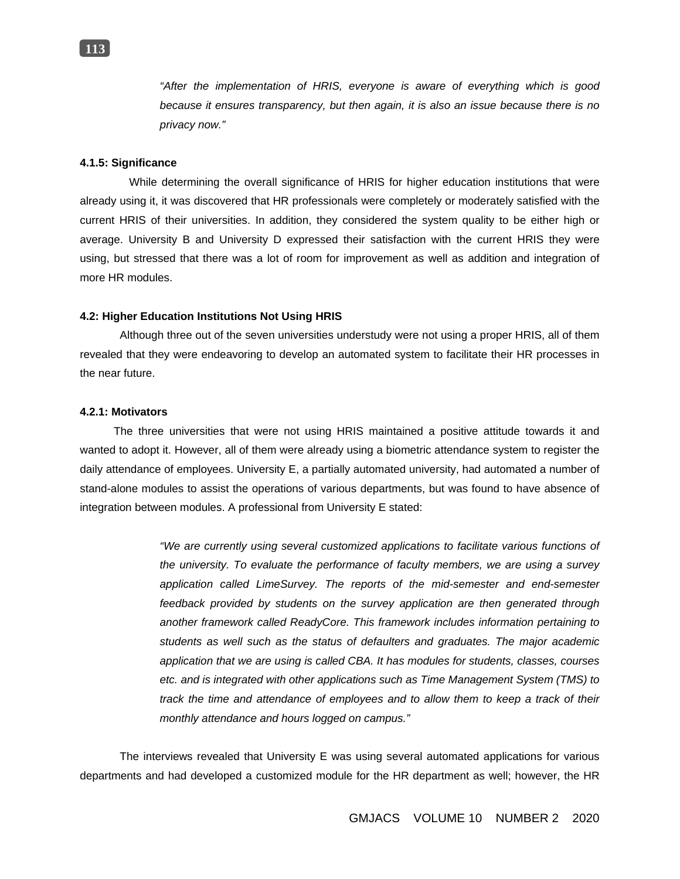> *"After the implementation of HRIS, everyone is aware of everything which is good because it ensures transparency, but then again, it is also an issue because there is no privacy now."*

#### 4.1.5: Significance

While determining the overall significance of HRIS for higher education institutions that were already using it, it was discovered that HR professionals were completely or moderately satisfied with the current HRIS of their universities. In addition, they considered the system quality to be either high or average. University B and University D expressed their satisfaction with the current HRIS they were using, but stressed that there was a lot of room for improvement as well as addition and integration of more HR modules.

### 4.2: Higher Education Institutions Not Using HRIS

Although three out of the seven universities understudy were not using a proper HRIS, all of them revealed that they were endeavoring to develop an automated system to facilitate their HR processes in the near future.

#### 4.2.1: Motivators

The three universities that were not using HRIS maintained a positive attitude towards it and wanted to adopt it. However, all of them were already using a biometric attendance system to register the daily attendance of employees. University E, a partially automated university, had automated a number of stand-alone modules to assist the operations of various departments, but was found to have absence of integration between modules. A professional from University E stated:

> *"We are currently using several customized applications to facilitate various functions of the university. To evaluate the performance of faculty members, we are using a survey application called LimeSurvey. The reports of the mid-semester and end-semester feedback provided by students on the survey application are then generated through another framework called ReadyCore. This framework includes information pertaining to students as well such as the status of defaulters and graduates. The major academic application that we are using is called CBA. It has modules for students, classes, courses etc. and is integrated with other applications such as Time Management System (TMS) to track the time and attendance of employees and to allow them to keep a track of their monthly attendance and hours logged on campus."*

The interviews revealed that University E was using several automated applications for various departments and had developed a customized module for the HR department as well; however, the HR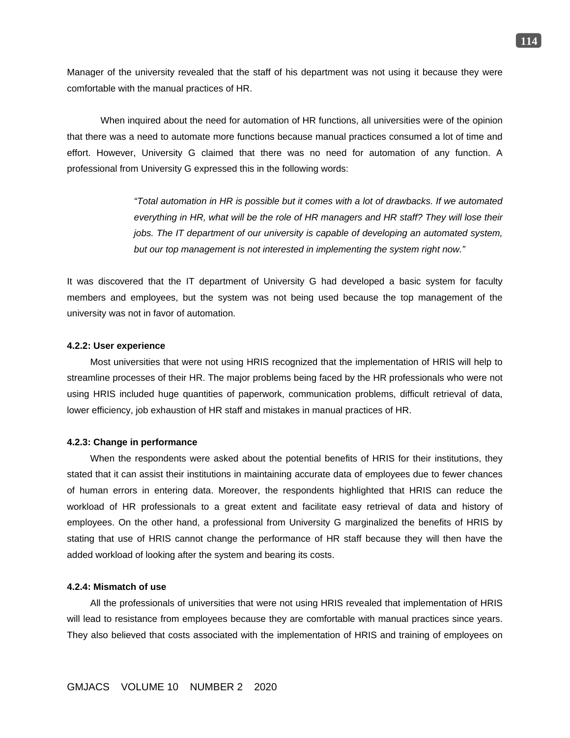Manager of the university revealed that the staff of his department was not using it because they were comfortable with the manual practices of HR.

When inquired about the need for automation of HR functions, all universities were of the opinion that there was a need to automate more functions because manual practices consumed a lot of time and effort. However, University G claimed that there was no need for automation of any function. A professional from University G expressed this in the following words:

> *"Total automation in HR is possible but it comes with a lot of drawbacks. If we automated everything in HR, what will be the role of HR managers and HR staff? They will lose their jobs. The IT department of our university is capable of developing an automated system, but our top management is not interested in implementing the system right now."*

It was discovered that the IT department of University G had developed a basic system for faculty members and employees, but the system was not being used because the top management of the university was not in favor of automation.

#### 4.2.2: User experience

Most universities that were not using HRIS recognized that the implementation of HRIS will help to streamline processes of their HR. The major problems being faced by the HR professionals who were not using HRIS included huge quantities of paperwork, communication problems, difficult retrieval of data, lower efficiency, job exhaustion of HR staff and mistakes in manual practices of HR.

#### 4.2.3: Change in performance

When the respondents were asked about the potential benefits of HRIS for their institutions, they stated that it can assist their institutions in maintaining accurate data of employees due to fewer chances of human errors in entering data. Moreover, the respondents highlighted that HRIS can reduce the workload of HR professionals to a great extent and facilitate easy retrieval of data and history of employees. On the other hand, a professional from University G marginalized the benefits of HRIS by stating that use of HRIS cannot change the performance of HR staff because they will then have the added workload of looking after the system and bearing its costs.

#### 4.2.4: Mismatch of use

All the professionals of universities that were not using HRIS revealed that implementation of HRIS will lead to resistance from employees because they are comfortable with manual practices since years. They also believed that costs associated with the implementation of HRIS and training of employees on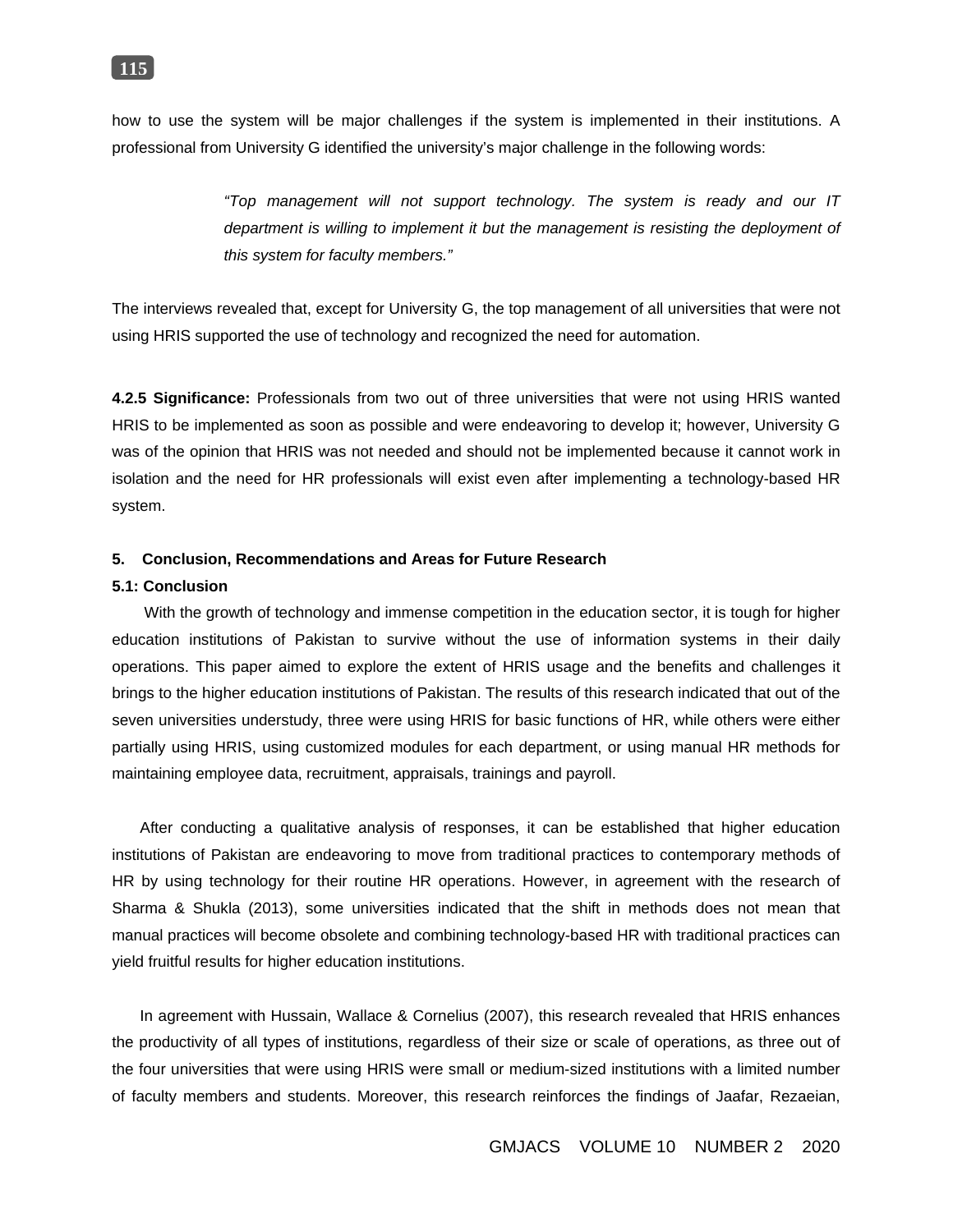how to use the system will be major challenges if the system is implemented in their institutions. A professional from University G identified the university's major challenge in the following words:

> *"Top management will not support technology. The system is ready and our IT department is willing to implement it but the management is resisting the deployment of this system for faculty members."*

The interviews revealed that, except for University G, the top management of all universities that were not using HRIS supported the use of technology and recognized the need for automation.

**4.2.5 Significance:** Professionals from two out of three universities that were not using HRIS wanted HRIS to be implemented as soon as possible and were endeavoring to develop it; however, University G was of the opinion that HRIS was not needed and should not be implemented because it cannot work in isolation and the need for HR professionals will exist even after implementing a technology-based HR system.

## 5. Conclusion, Recommendations and Areas for Future Research

### 5.1: Conclusion

With the growth of technology and immense competition in the education sector, it is tough for higher education institutions of Pakistan to survive without the use of information systems in their daily operations. This paper aimed to explore the extent of HRIS usage and the benefits and challenges it brings to the higher education institutions of Pakistan. The results of this research indicated that out of the seven universities understudy, three were using HRIS for basic functions of HR, while others were either partially using HRIS, using customized modules for each department, or using manual HR methods for maintaining employee data, recruitment, appraisals, trainings and payroll.

After conducting a qualitative analysis of responses, it can be established that higher education institutions of Pakistan are endeavoring to move from traditional practices to contemporary methods of HR by using technology for their routine HR operations. However, in agreement with the research of Sharma & Shukla (2013), some universities indicated that the shift in methods does not mean that manual practices will become obsolete and combining technology-based HR with traditional practices can yield fruitful results for higher education institutions.

In agreement with Hussain, Wallace & Cornelius (2007), this research revealed that HRIS enhances the productivity of all types of institutions, regardless of their size or scale of operations, as three out of the four universities that were using HRIS were small or medium-sized institutions with a limited number of faculty members and students. Moreover, this research reinforces the findings of Jaafar, Rezaeian,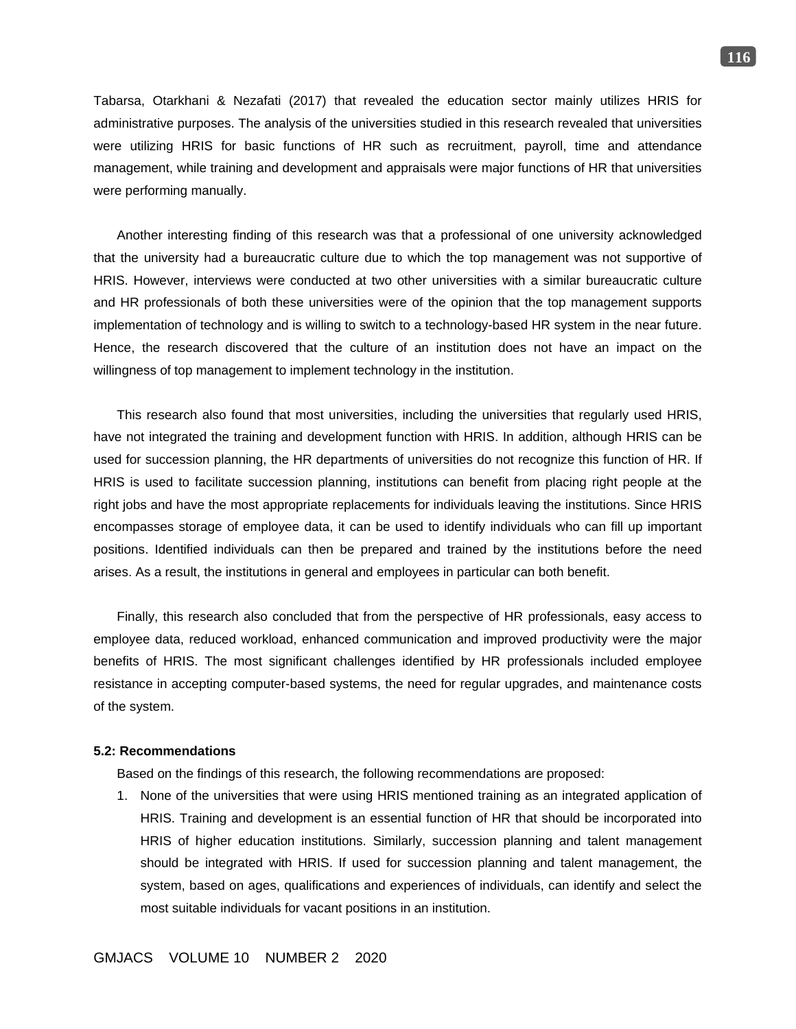Tabarsa, Otarkhani & Nezafati (2017) that revealed the education sector mainly utilizes HRIS for administrative purposes. The analysis of the universities studied in this research revealed that universities were utilizing HRIS for basic functions of HR such as recruitment, payroll, time and attendance management, while training and development and appraisals were major functions of HR that universities were performing manually.

Another interesting finding of this research was that a professional of one university acknowledged that the university had a bureaucratic culture due to which the top management was not supportive of HRIS. However, interviews were conducted at two other universities with a similar bureaucratic culture and HR professionals of both these universities were of the opinion that the top management supports implementation of technology and is willing to switch to a technology-based HR system in the near future. Hence, the research discovered that the culture of an institution does not have an impact on the willingness of top management to implement technology in the institution.

This research also found that most universities, including the universities that regularly used HRIS, have not integrated the training and development function with HRIS. In addition, although HRIS can be used for succession planning, the HR departments of universities do not recognize this function of HR. If HRIS is used to facilitate succession planning, institutions can benefit from placing right people at the right jobs and have the most appropriate replacements for individuals leaving the institutions. Since HRIS encompasses storage of employee data, it can be used to identify individuals who can fill up important positions. Identified individuals can then be prepared and trained by the institutions before the need arises. As a result, the institutions in general and employees in particular can both benefit.

Finally, this research also concluded that from the perspective of HR professionals, easy access to employee data, reduced workload, enhanced communication and improved productivity were the major benefits of HRIS. The most significant challenges identified by HR professionals included employee resistance in accepting computer-based systems, the need for regular upgrades, and maintenance costs of the system.

**5.2: Recommendations**

Based on the findings of this research, the following recommendations are proposed:

1. None of the universities that were using HRIS mentioned training as an integrated application of HRIS. Training and development is an essential function of HR that should be incorporated into HRIS of higher education institutions. Similarly, succession planning and talent management should be integrated with HRIS. If used for succession planning and talent management, the system, based on ages, qualifications and experiences of individuals, can identify and select the most suitable individuals for vacant positions in an institution.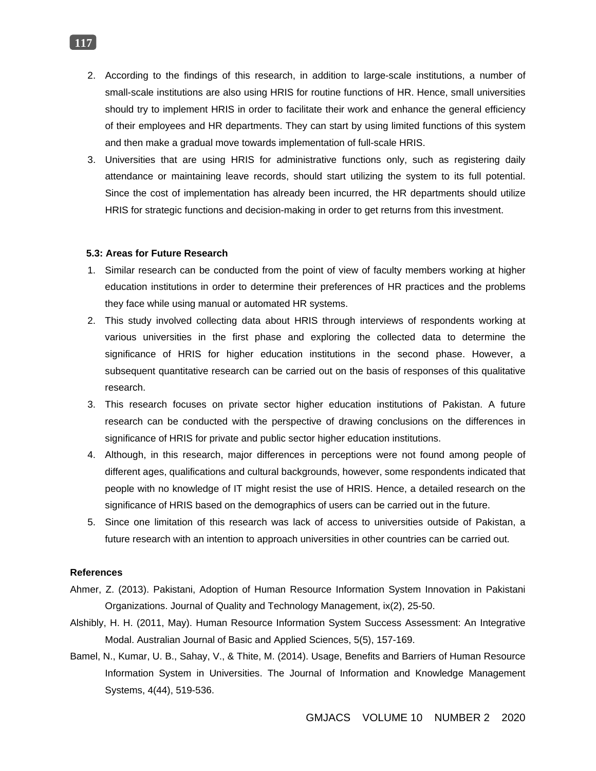2. According to the findings of this research, in addition to large-scale institutions, a number of small-scale institutions are also using HRIS for routine functions of HR. Hence, small universities should try to implement HRIS in order to facilitate their work and enhance the general efficiency of their employees and HR departments. They can start by using limited functions of this system and then make a gradual move towards implementation of full-scale HRIS.
3. Universities that are using HRIS for administrative functions only, such as registering daily attendance or maintaining leave records, should start utilizing the system to its full potential. Since the cost of implementation has already been incurred, the HR departments should utilize HRIS for strategic functions and decision-making in order to get returns from this investment.

### 5.3: Areas for Future Research

1. Similar research can be conducted from the point of view of faculty members working at higher education institutions in order to determine their preferences of HR practices and the problems they face while using manual or automated HR systems.
2. This study involved collecting data about HRIS through interviews of respondents working at various universities in the first phase and exploring the collected data to determine the significance of HRIS for higher education institutions in the second phase. However, a subsequent quantitative research can be carried out on the basis of responses of this qualitative research.
3. This research focuses on private sector higher education institutions of Pakistan. A future research can be conducted with the perspective of drawing conclusions on the differences in significance of HRIS for private and public sector higher education institutions.
4. Although, in this research, major differences in perceptions were not found among people of different ages, qualifications and cultural backgrounds, however, some respondents indicated that people with no knowledge of IT might resist the use of HRIS. Hence, a detailed research on the significance of HRIS based on the demographics of users can be carried out in the future.
5. Since one limitation of this research was lack of access to universities outside of Pakistan, a future research with an intention to approach universities in other countries can be carried out.

### References

Ahmer, Z. (2013). Pakistani, Adoption of Human Resource Information System Innovation in Pakistani Organizations. Journal of Quality and Technology Management, ix(2), 25-50.

Alshibly, H. H. (2011, May). Human Resource Information System Success Assessment: An Integrative Modal. Australian Journal of Basic and Applied Sciences, 5(5), 157-169.

Bamel, N., Kumar, U. B., Sahay, V., & Thite, M. (2014). Usage, Benefits and Barriers of Human Resource Information System in Universities. The Journal of Information and Knowledge Management Systems, 4(44), 519-536.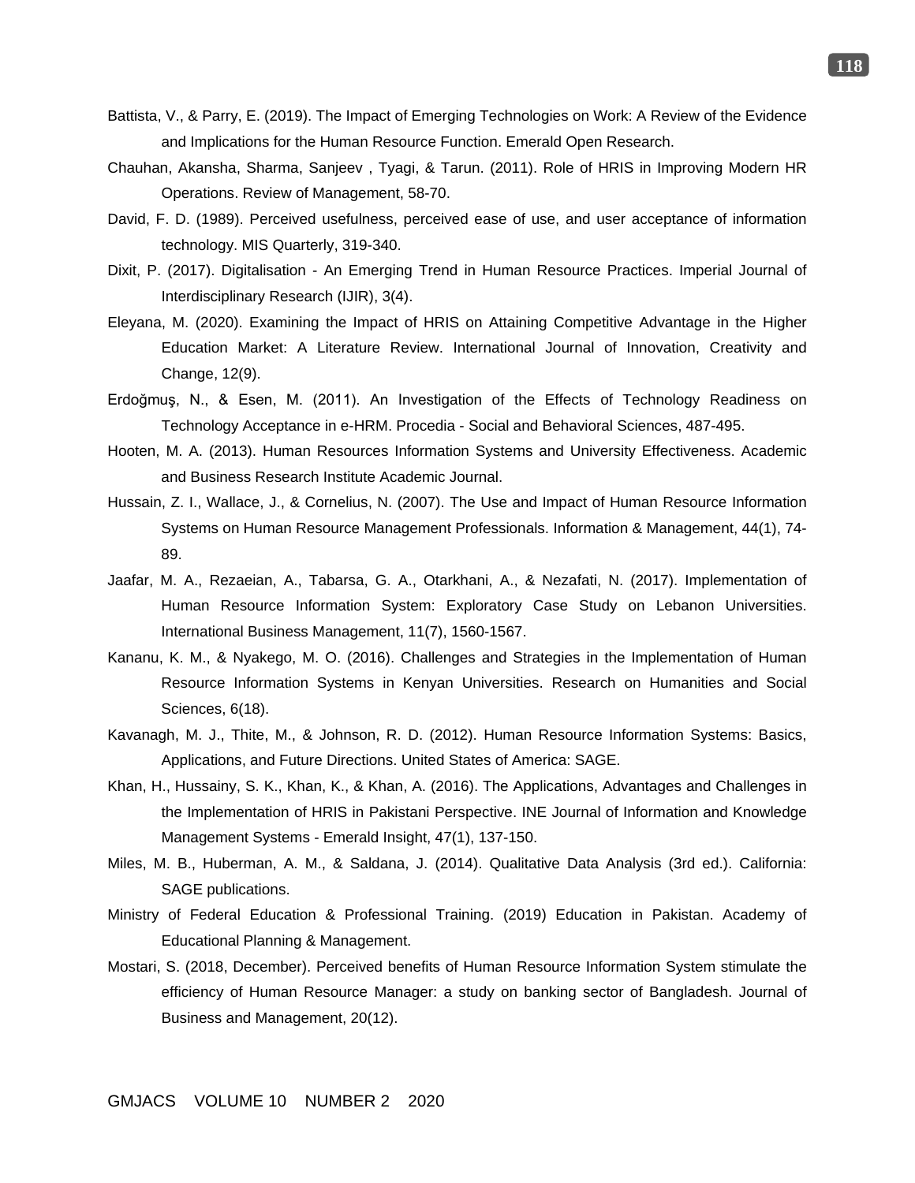Battista, V., & Parry, E. (2019). The Impact of Emerging Technologies on Work: A Review of the Evidence and Implications for the Human Resource Function. Emerald Open Research.

Chauhan, Akansha, Sharma, Sanjeev , Tyagi, & Tarun. (2011). Role of HRIS in Improving Modern HR Operations. Review of Management, 58-70.

David, F. D. (1989). Perceived usefulness, perceived ease of use, and user acceptance of information technology. MIS Quarterly, 319-340.

Dixit, P. (2017). Digitalisation - An Emerging Trend in Human Resource Practices. Imperial Journal of Interdisciplinary Research (IJIR), 3(4).

Eleyana, M. (2020). Examining the Impact of HRIS on Attaining Competitive Advantage in the Higher Education Market: A Literature Review. International Journal of Innovation, Creativity and Change, 12(9).

Erdoğmuş, N., & Esen, M. (2011). An Investigation of the Effects of Technology Readiness on Technology Acceptance in e-HRM. Procedia - Social and Behavioral Sciences, 487-495.

Hooten, M. A. (2013). Human Resources Information Systems and University Effectiveness. Academic and Business Research Institute Academic Journal.

Hussain, Z. I., Wallace, J., & Cornelius, N. (2007). The Use and Impact of Human Resource Information Systems on Human Resource Management Professionals. Information & Management, 44(1), 74-89.

Jaafar, M. A., Rezaeian, A., Tabarsa, G. A., Otarkhani, A., & Nezafati, N. (2017). Implementation of Human Resource Information System: Exploratory Case Study on Lebanon Universities. International Business Management, 11(7), 1560-1567.

Kananu, K. M., & Nyakego, M. O. (2016). Challenges and Strategies in the Implementation of Human Resource Information Systems in Kenyan Universities. Research on Humanities and Social Sciences, 6(18).

Kavanagh, M. J., Thite, M., & Johnson, R. D. (2012). Human Resource Information Systems: Basics, Applications, and Future Directions. United States of America: SAGE.

Khan, H., Hussainy, S. K., Khan, K., & Khan, A. (2016). The Applications, Advantages and Challenges in the Implementation of HRIS in Pakistani Perspective. INE Journal of Information and Knowledge Management Systems - Emerald Insight, 47(1), 137-150.

Miles, M. B., Huberman, A. M., & Saldana, J. (2014). Qualitative Data Analysis (3rd ed.). California: SAGE publications.

Ministry of Federal Education & Professional Training. (2019) Education in Pakistan. Academy of Educational Planning & Management.

Mostari, S. (2018, December). Perceived benefits of Human Resource Information System stimulate the efficiency of Human Resource Manager: a study on banking sector of Bangladesh. Journal of Business and Management, 20(12).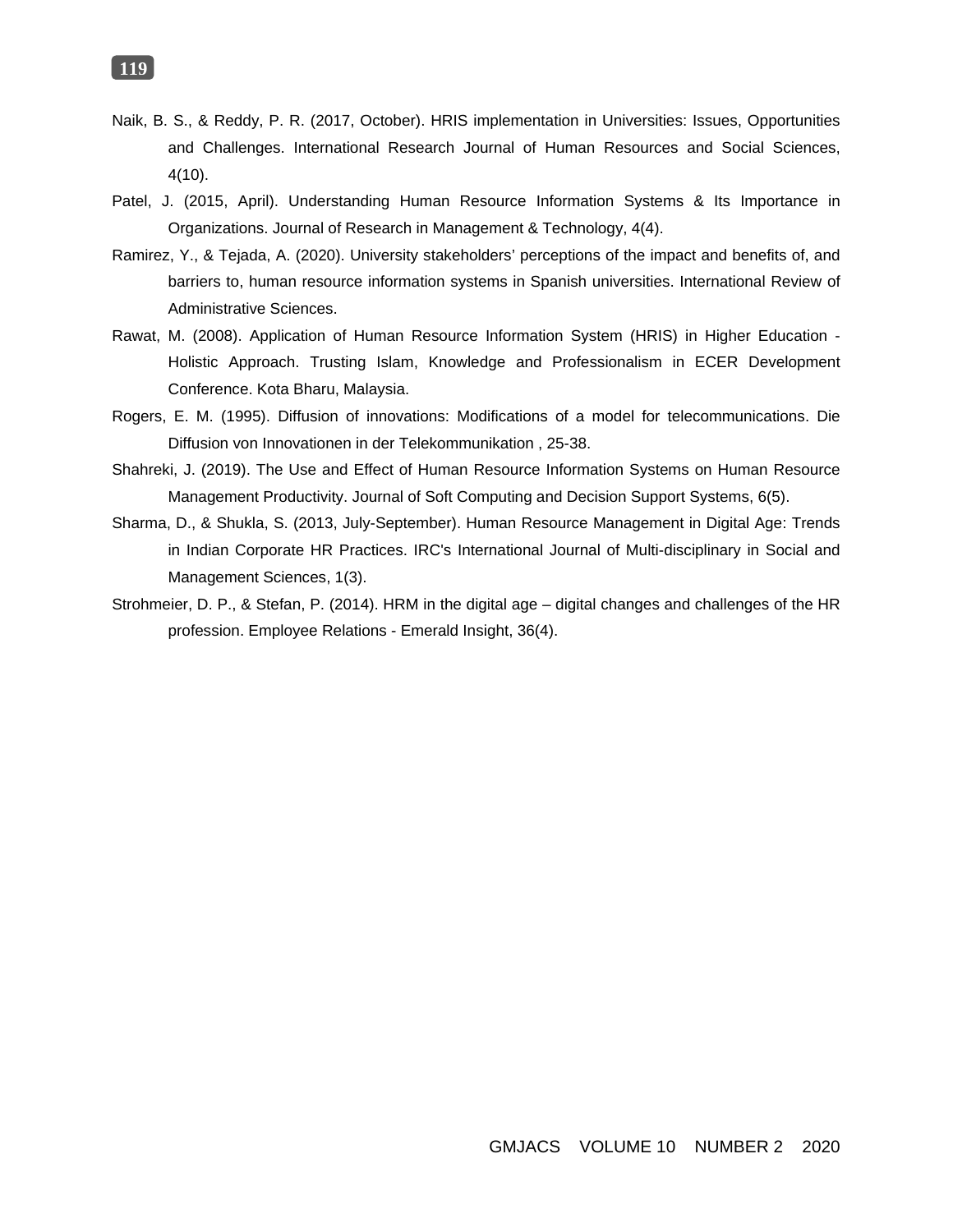Naik, B. S., & Reddy, P. R. (2017, October). HRIS implementation in Universities: Issues, Opportunities and Challenges. International Research Journal of Human Resources and Social Sciences, 4(10).

Patel, J. (2015, April). Understanding Human Resource Information Systems & Its Importance in Organizations. Journal of Research in Management & Technology, 4(4).

Ramirez, Y., & Tejada, A. (2020). University stakeholders' perceptions of the impact and benefits of, and barriers to, human resource information systems in Spanish universities. International Review of Administrative Sciences.

Rawat, M. (2008). Application of Human Resource Information System (HRIS) in Higher Education - Holistic Approach. Trusting Islam, Knowledge and Professionalism in ECER Development Conference. Kota Bharu, Malaysia.

Rogers, E. M. (1995). Diffusion of innovations: Modifications of a model for telecommunications. Die Diffusion von Innovationen in der Telekommunikation , 25-38.

Shahreki, J. (2019). The Use and Effect of Human Resource Information Systems on Human Resource Management Productivity. Journal of Soft Computing and Decision Support Systems, 6(5).

Sharma, D., & Shukla, S. (2013, July-September). Human Resource Management in Digital Age: Trends in Indian Corporate HR Practices. IRC's International Journal of Multi-disciplinary in Social and Management Sciences, 1(3).

Strohmeier, D. P., & Stefan, P. (2014). HRM in the digital age – digital changes and challenges of the HR profession. Employee Relations - Emerald Insight, 36(4).